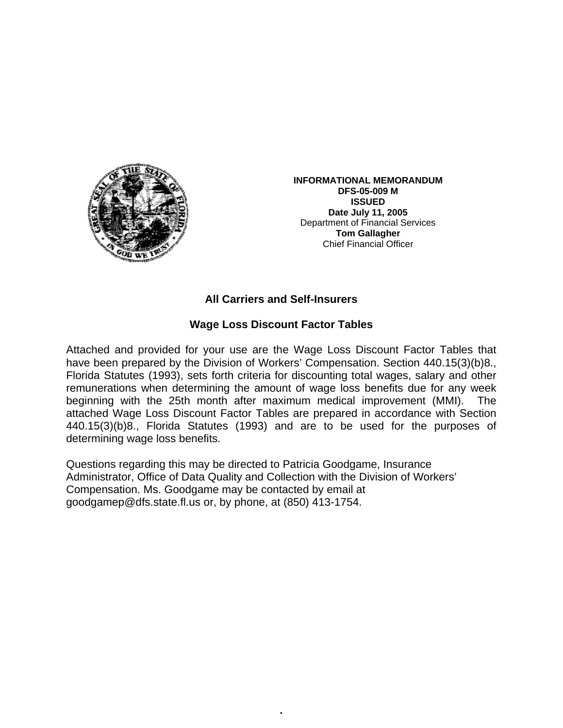**INFORMATIONAL MEMORANDUM**
**DFS-05-009 M**
**ISSUED**
**Date July 11, 2005**
Department of Financial Services
**Tom Gallagher**
Chief Financial Officer

## All Carriers and Self-Insurers

## Wage Loss Discount Factor Tables

Attached and provided for your use are the Wage Loss Discount Factor Tables that have been prepared by the Division of Workers' Compensation. Section 440.15(3)(b)8., Florida Statutes (1993), sets forth criteria for discounting total wages, salary and other remunerations when determining the amount of wage loss benefits due for any week beginning with the 25th month after maximum medical improvement (MMI). The attached Wage Loss Discount Factor Tables are prepared in accordance with Section 440.15(3)(b)8., Florida Statutes (1993) and are to be used for the purposes of determining wage loss benefits.

Questions regarding this may be directed to Patricia Goodgame, Insurance Administrator, Office of Data Quality and Collection with the Division of Workers' Compensation. Ms. Goodgame may be contacted by email at goodgamep@dfs.state.fl.us or, by phone, at (850) 413-1754.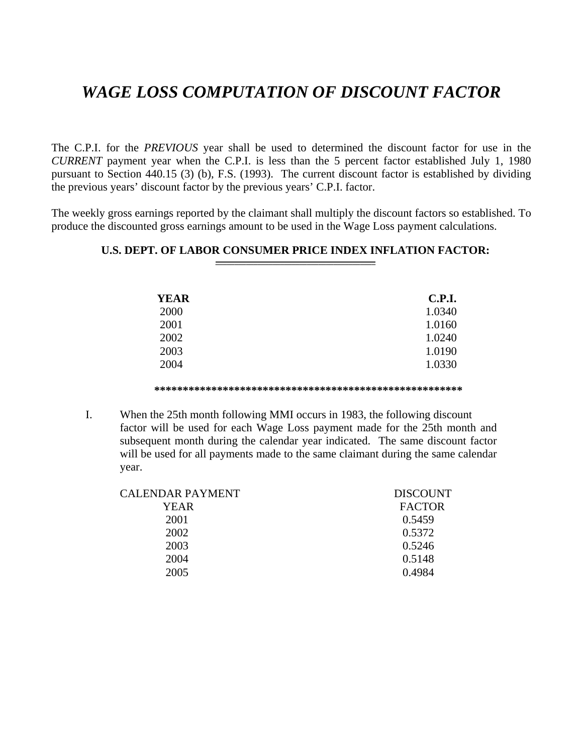# *WAGE LOSS COMPUTATION OF DISCOUNT FACTOR*

The C.P.I. for the *PREVIOUS* year shall be used to determined the discount factor for use in the *CURRENT* payment year when the C.P.I. is less than the 5 percent factor established July 1, 1980 pursuant to Section 440.15 (3) (b), F.S. (1993). The current discount factor is established by dividing the previous years' discount factor by the previous years' C.P.I. factor.

The weekly gross earnings reported by the claimant shall multiply the discount factors so established. To produce the discounted gross earnings amount to be used in the Wage Loss payment calculations.

**U.S. DEPT. OF LABOR CONSUMER PRICE INDEX INFLATION FACTOR:**

| YEAR | C.P.I. |
|---|---|
| 2000 | 1.0340 |
| 2001 | 1.0160 |
| 2002 | 1.0240 |
| 2003 | 1.0190 |
| 2004 | 1.0330 |

**\*\*\*\*\*\*\*\*\*\*\*\*\*\*\*\*\*\*\*\*\*\*\*\*\*\*\*\*\*\*\*\*\*\*\*\*\*\*\*\*\*\*\*\*\*\*\*\*\*\*\*\*\*\*\*\***

I. When the 25th month following MMI occurs in 1983, the following discount factor will be used for each Wage Loss payment made for the 25th month and subsequent month during the calendar year indicated. The same discount factor will be used for all payments made to the same claimant during the same calendar year.

| CALENDAR PAYMENT YEAR | DISCOUNT FACTOR |
|---|---|
| 2001 | 0.5459 |
| 2002 | 0.5372 |
| 2003 | 0.5246 |
| 2004 | 0.5148 |
| 2005 | 0.4984 |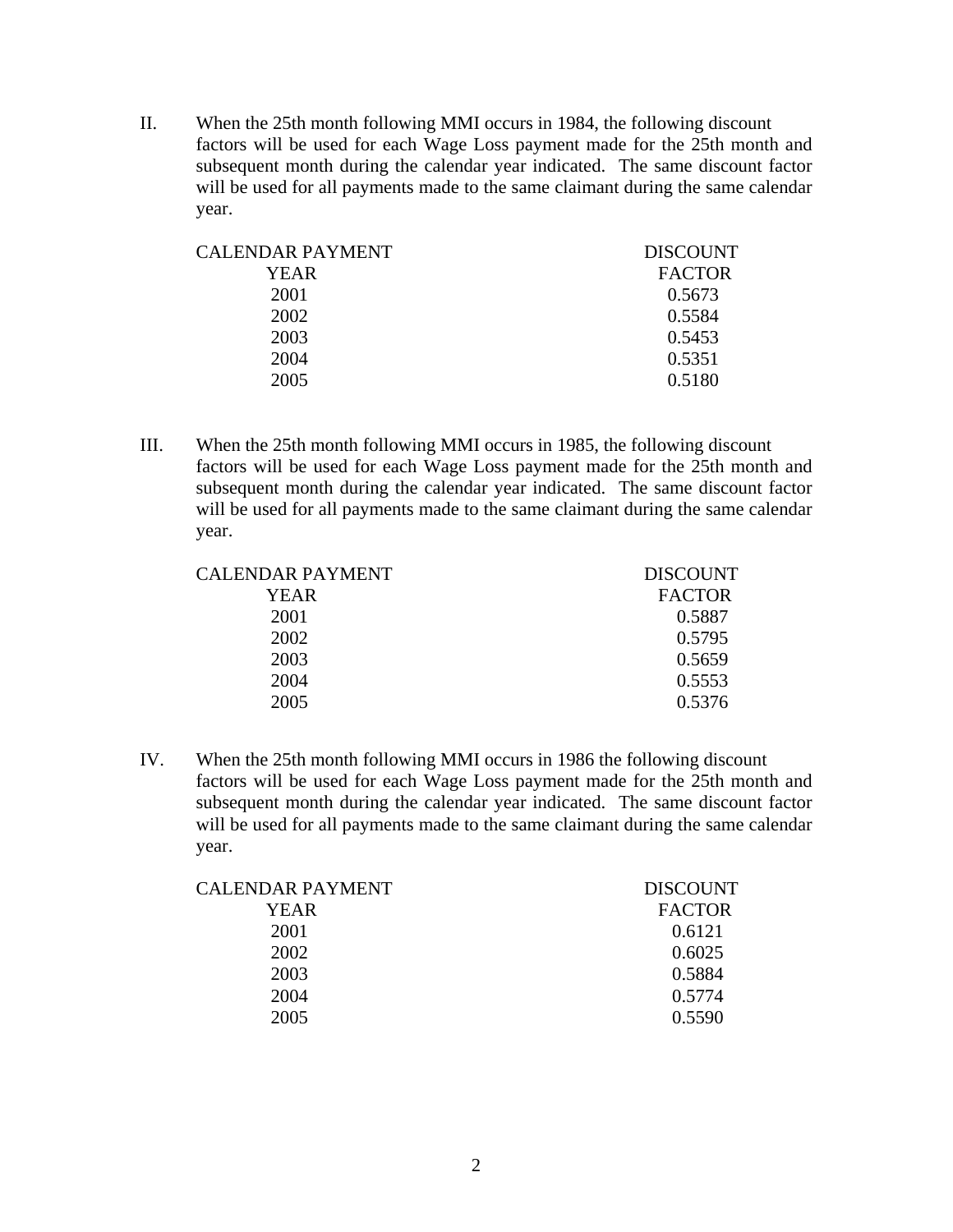II. When the 25th month following MMI occurs in 1984, the following discount factors will be used for each Wage Loss payment made for the 25th month and subsequent month during the calendar year indicated. The same discount factor will be used for all payments made to the same claimant during the same calendar year.

| CALENDAR PAYMENT YEAR | DISCOUNT FACTOR |
|---|---|
| 2001 | 0.5673 |
| 2002 | 0.5584 |
| 2003 | 0.5453 |
| 2004 | 0.5351 |
| 2005 | 0.5180 |

III. When the 25th month following MMI occurs in 1985, the following discount factors will be used for each Wage Loss payment made for the 25th month and subsequent month during the calendar year indicated. The same discount factor will be used for all payments made to the same claimant during the same calendar year.

| CALENDAR PAYMENT YEAR | DISCOUNT FACTOR |
|---|---|
| 2001 | 0.5887 |
| 2002 | 0.5795 |
| 2003 | 0.5659 |
| 2004 | 0.5553 |
| 2005 | 0.5376 |

IV. When the 25th month following MMI occurs in 1986 the following discount factors will be used for each Wage Loss payment made for the 25th month and subsequent month during the calendar year indicated. The same discount factor will be used for all payments made to the same claimant during the same calendar year.

| CALENDAR PAYMENT YEAR | DISCOUNT FACTOR |
|---|---|
| 2001 | 0.6121 |
| 2002 | 0.6025 |
| 2003 | 0.5884 |
| 2004 | 0.5774 |
| 2005 | 0.5590 |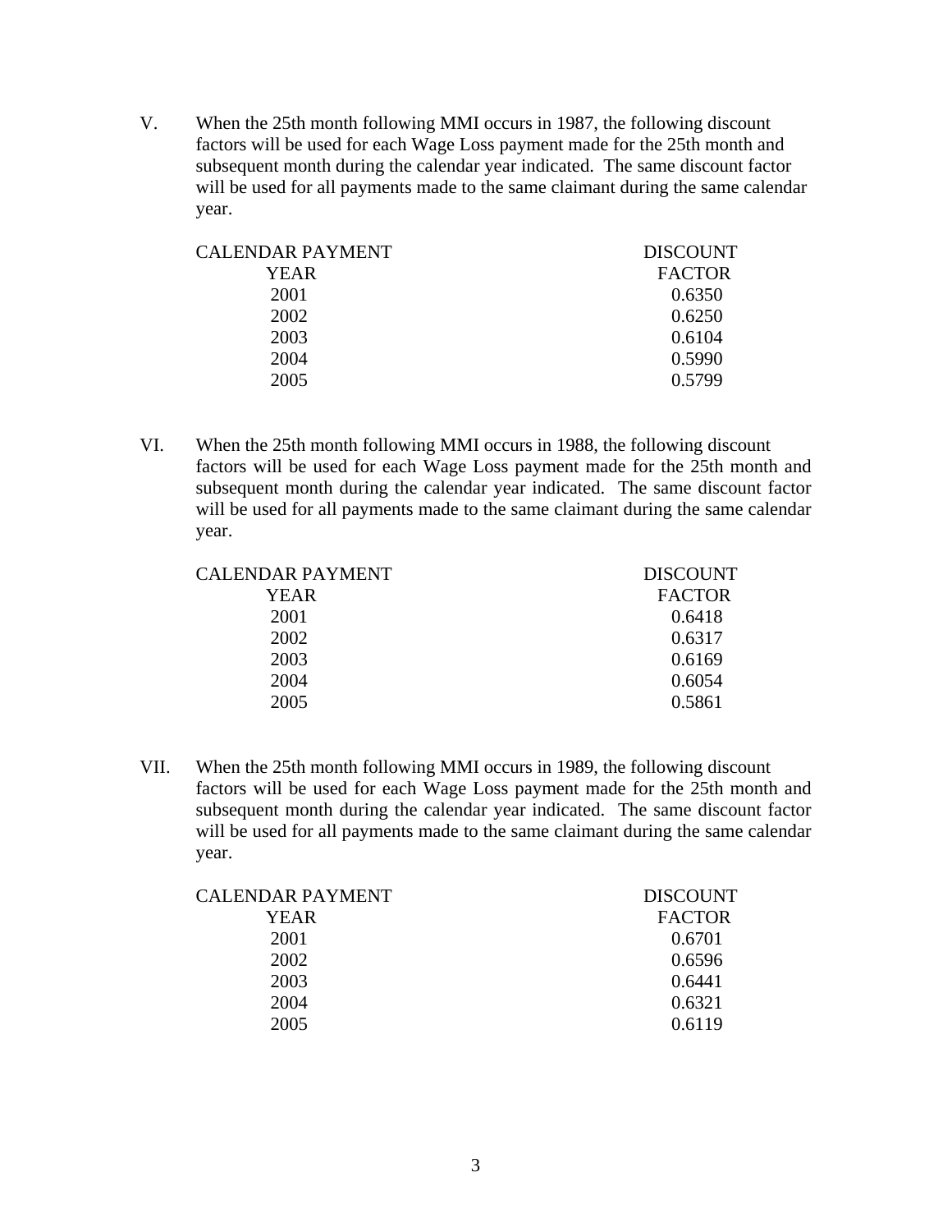V. When the 25th month following MMI occurs in 1987, the following discount factors will be used for each Wage Loss payment made for the 25th month and subsequent month during the calendar year indicated. The same discount factor will be used for all payments made to the same claimant during the same calendar year.

| CALENDAR PAYMENT YEAR | DISCOUNT FACTOR |
|---|---|
| 2001 | 0.6350 |
| 2002 | 0.6250 |
| 2003 | 0.6104 |
| 2004 | 0.5990 |
| 2005 | 0.5799 |

VI. When the 25th month following MMI occurs in 1988, the following discount factors will be used for each Wage Loss payment made for the 25th month and subsequent month during the calendar year indicated. The same discount factor will be used for all payments made to the same claimant during the same calendar year.

| CALENDAR PAYMENT YEAR | DISCOUNT FACTOR |
|---|---|
| 2001 | 0.6418 |
| 2002 | 0.6317 |
| 2003 | 0.6169 |
| 2004 | 0.6054 |
| 2005 | 0.5861 |

VII. When the 25th month following MMI occurs in 1989, the following discount factors will be used for each Wage Loss payment made for the 25th month and subsequent month during the calendar year indicated. The same discount factor will be used for all payments made to the same claimant during the same calendar year.

| CALENDAR PAYMENT YEAR | DISCOUNT FACTOR |
|---|---|
| 2001 | 0.6701 |
| 2002 | 0.6596 |
| 2003 | 0.6441 |
| 2004 | 0.6321 |
| 2005 | 0.6119 |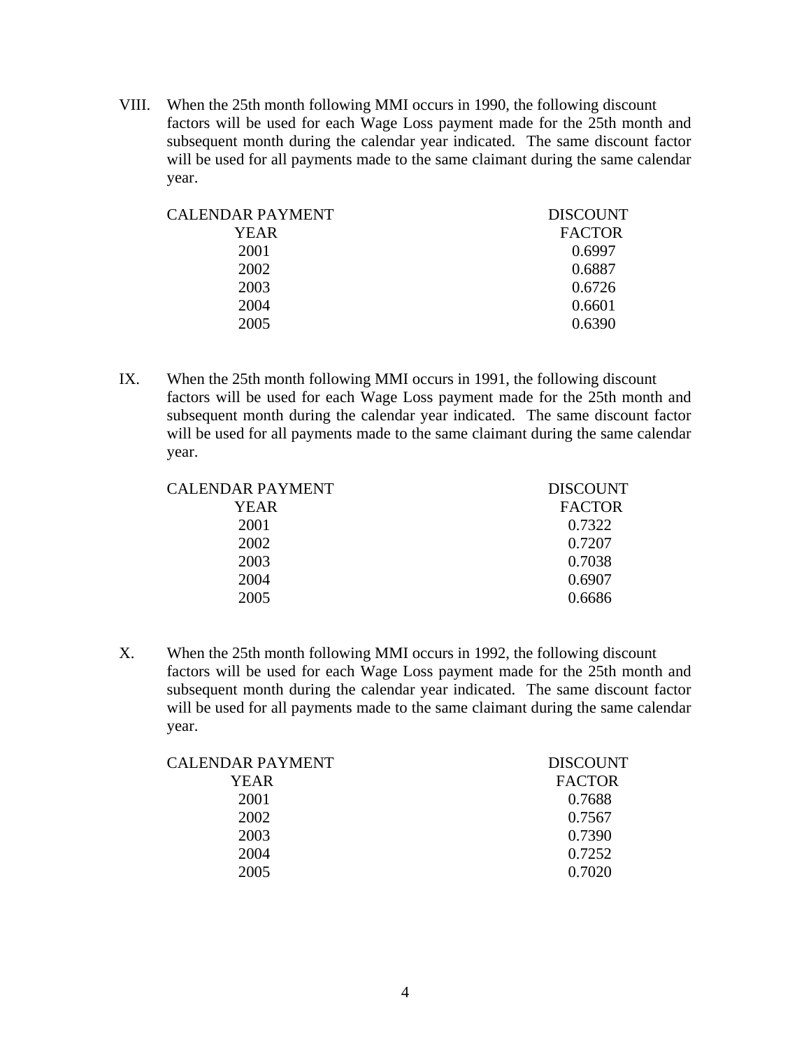VIII. When the 25th month following MMI occurs in 1990, the following discount factors will be used for each Wage Loss payment made for the 25th month and subsequent month during the calendar year indicated. The same discount factor will be used for all payments made to the same claimant during the same calendar year.

| CALENDAR PAYMENT YEAR | DISCOUNT FACTOR |
|---|---|
| 2001 | 0.6997 |
| 2002 | 0.6887 |
| 2003 | 0.6726 |
| 2004 | 0.6601 |
| 2005 | 0.6390 |

IX. When the 25th month following MMI occurs in 1991, the following discount factors will be used for each Wage Loss payment made for the 25th month and subsequent month during the calendar year indicated. The same discount factor will be used for all payments made to the same claimant during the same calendar year.

| CALENDAR PAYMENT YEAR | DISCOUNT FACTOR |
|---|---|
| 2001 | 0.7322 |
| 2002 | 0.7207 |
| 2003 | 0.7038 |
| 2004 | 0.6907 |
| 2005 | 0.6686 |

X. When the 25th month following MMI occurs in 1992, the following discount factors will be used for each Wage Loss payment made for the 25th month and subsequent month during the calendar year indicated. The same discount factor will be used for all payments made to the same claimant during the same calendar year.

| CALENDAR PAYMENT YEAR | DISCOUNT FACTOR |
|---|---|
| 2001 | 0.7688 |
| 2002 | 0.7567 |
| 2003 | 0.7390 |
| 2004 | 0.7252 |
| 2005 | 0.7020 |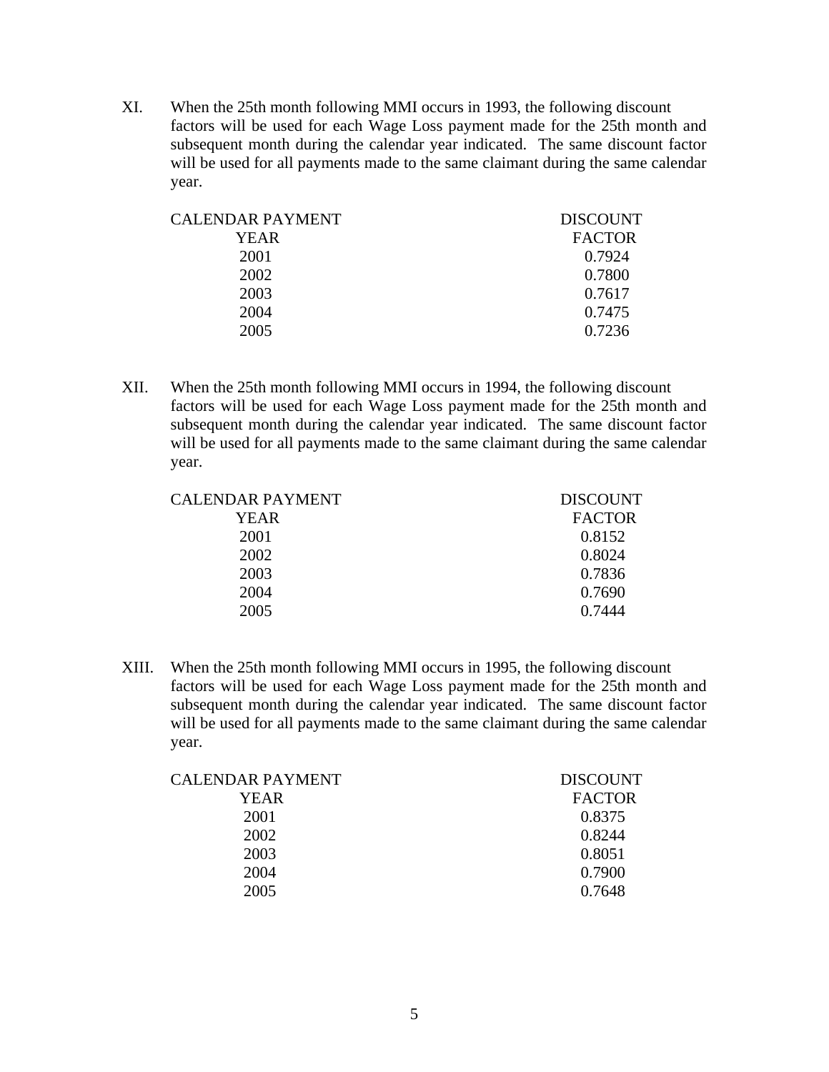XI. When the 25th month following MMI occurs in 1993, the following discount factors will be used for each Wage Loss payment made for the 25th month and subsequent month during the calendar year indicated. The same discount factor will be used for all payments made to the same claimant during the same calendar year.

| CALENDAR PAYMENT YEAR | DISCOUNT FACTOR |
|---|---|
| 2001 | 0.7924 |
| 2002 | 0.7800 |
| 2003 | 0.7617 |
| 2004 | 0.7475 |
| 2005 | 0.7236 |

XII. When the 25th month following MMI occurs in 1994, the following discount factors will be used for each Wage Loss payment made for the 25th month and subsequent month during the calendar year indicated. The same discount factor will be used for all payments made to the same claimant during the same calendar year.

| CALENDAR PAYMENT YEAR | DISCOUNT FACTOR |
|---|---|
| 2001 | 0.8152 |
| 2002 | 0.8024 |
| 2003 | 0.7836 |
| 2004 | 0.7690 |
| 2005 | 0.7444 |

XIII. When the 25th month following MMI occurs in 1995, the following discount factors will be used for each Wage Loss payment made for the 25th month and subsequent month during the calendar year indicated. The same discount factor will be used for all payments made to the same claimant during the same calendar year.

| CALENDAR PAYMENT YEAR | DISCOUNT FACTOR |
|---|---|
| 2001 | 0.8375 |
| 2002 | 0.8244 |
| 2003 | 0.8051 |
| 2004 | 0.7900 |
| 2005 | 0.7648 |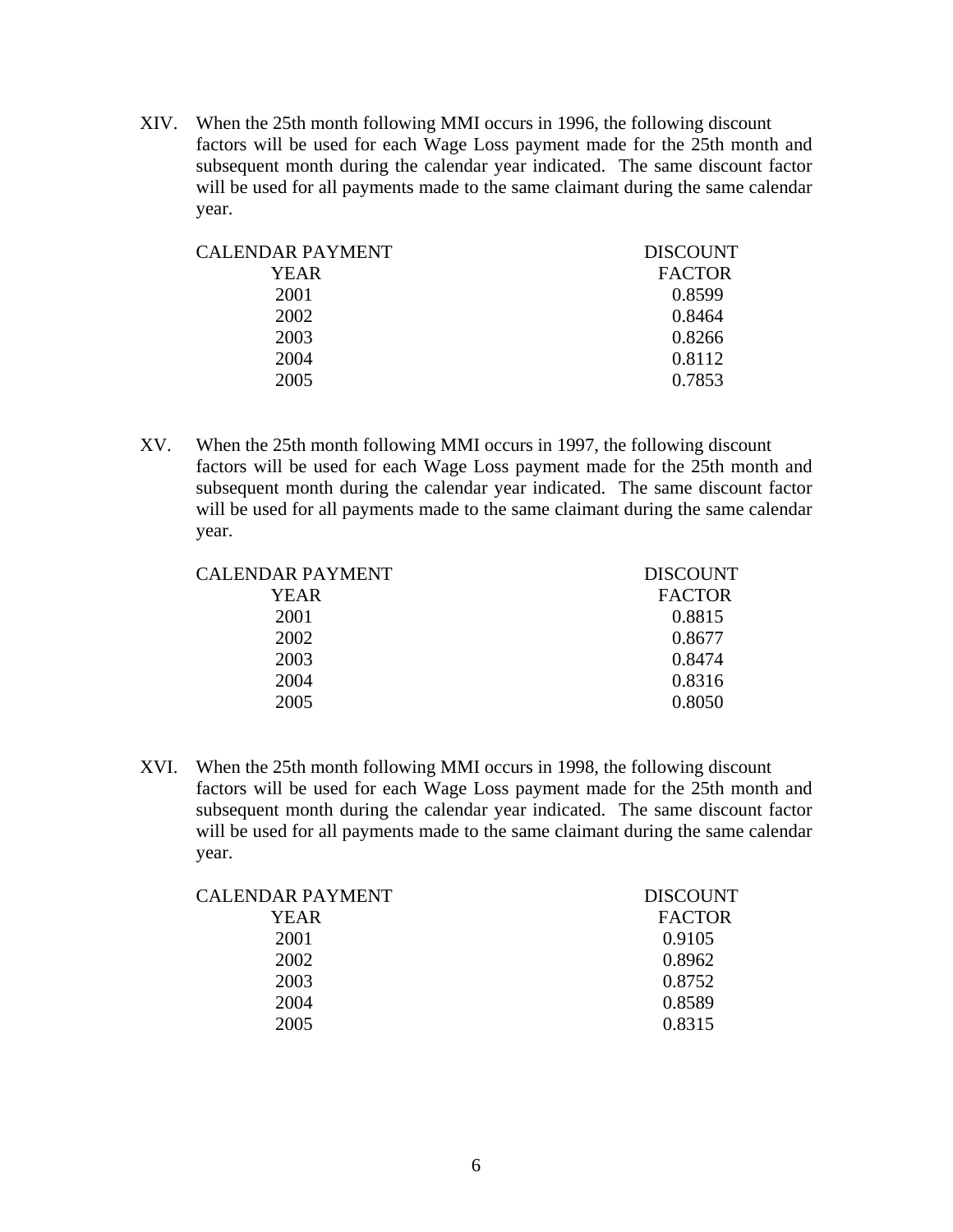XIV. When the 25th month following MMI occurs in 1996, the following discount factors will be used for each Wage Loss payment made for the 25th month and subsequent month during the calendar year indicated. The same discount factor will be used for all payments made to the same claimant during the same calendar year.

| CALENDAR PAYMENT YEAR | DISCOUNT FACTOR |
|---|---|
| 2001 | 0.8599 |
| 2002 | 0.8464 |
| 2003 | 0.8266 |
| 2004 | 0.8112 |
| 2005 | 0.7853 |

XV. When the 25th month following MMI occurs in 1997, the following discount factors will be used for each Wage Loss payment made for the 25th month and subsequent month during the calendar year indicated. The same discount factor will be used for all payments made to the same claimant during the same calendar year.

| CALENDAR PAYMENT YEAR | DISCOUNT FACTOR |
|---|---|
| 2001 | 0.8815 |
| 2002 | 0.8677 |
| 2003 | 0.8474 |
| 2004 | 0.8316 |
| 2005 | 0.8050 |

XVI. When the 25th month following MMI occurs in 1998, the following discount factors will be used for each Wage Loss payment made for the 25th month and subsequent month during the calendar year indicated. The same discount factor will be used for all payments made to the same claimant during the same calendar year.

| CALENDAR PAYMENT YEAR | DISCOUNT FACTOR |
|---|---|
| 2001 | 0.9105 |
| 2002 | 0.8962 |
| 2003 | 0.8752 |
| 2004 | 0.8589 |
| 2005 | 0.8315 |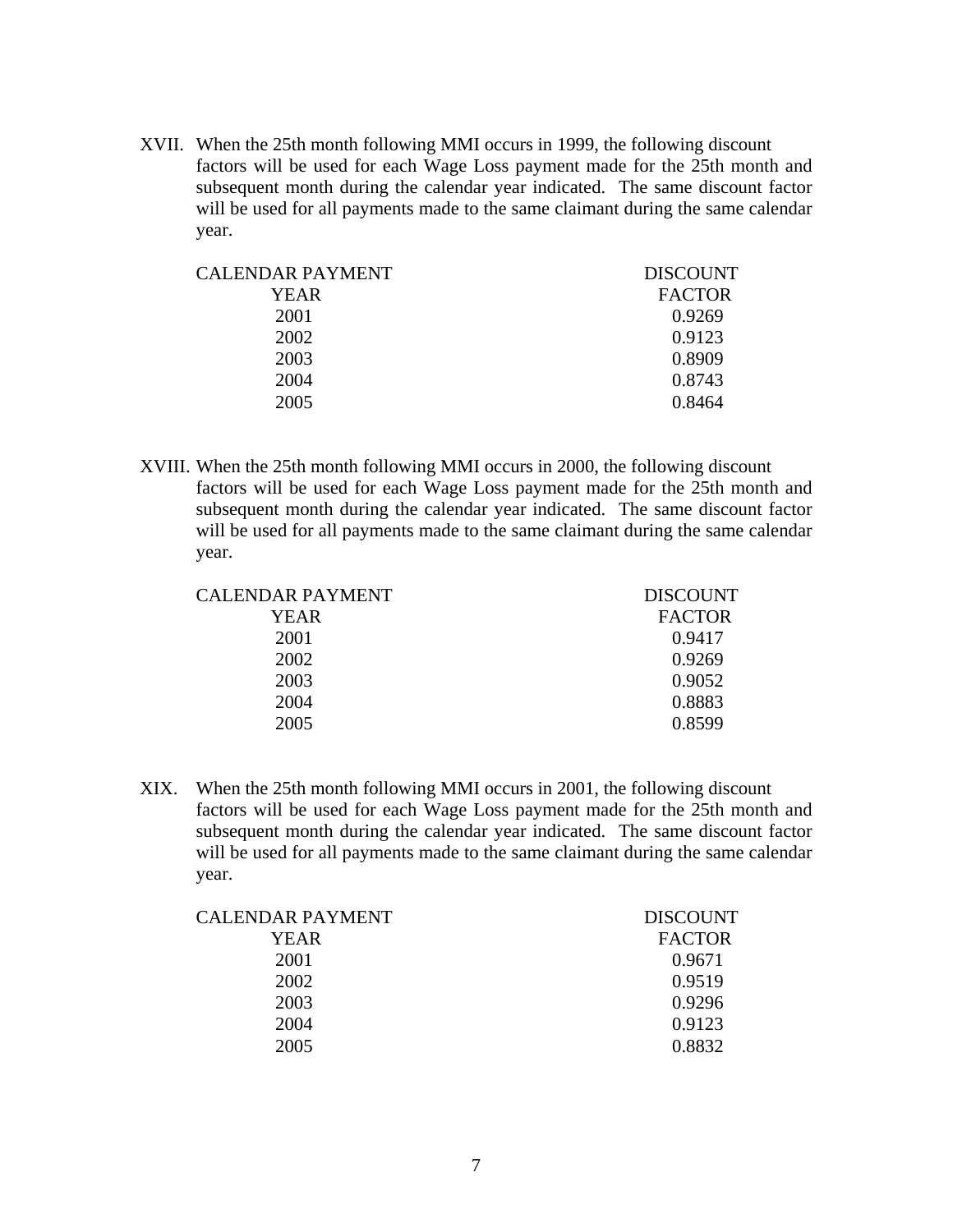XVII. When the 25th month following MMI occurs in 1999, the following discount factors will be used for each Wage Loss payment made for the 25th month and subsequent month during the calendar year indicated. The same discount factor will be used for all payments made to the same claimant during the same calendar year.

| CALENDAR PAYMENT YEAR | DISCOUNT FACTOR |
|---|---|
| 2001 | 0.9269 |
| 2002 | 0.9123 |
| 2003 | 0.8909 |
| 2004 | 0.8743 |
| 2005 | 0.8464 |

XVIII. When the 25th month following MMI occurs in 2000, the following discount factors will be used for each Wage Loss payment made for the 25th month and subsequent month during the calendar year indicated. The same discount factor will be used for all payments made to the same claimant during the same calendar year.

| CALENDAR PAYMENT YEAR | DISCOUNT FACTOR |
|---|---|
| 2001 | 0.9417 |
| 2002 | 0.9269 |
| 2003 | 0.9052 |
| 2004 | 0.8883 |
| 2005 | 0.8599 |

XIX. When the 25th month following MMI occurs in 2001, the following discount factors will be used for each Wage Loss payment made for the 25th month and subsequent month during the calendar year indicated. The same discount factor will be used for all payments made to the same claimant during the same calendar year.

| CALENDAR PAYMENT YEAR | DISCOUNT FACTOR |
|---|---|
| 2001 | 0.9671 |
| 2002 | 0.9519 |
| 2003 | 0.9296 |
| 2004 | 0.9123 |
| 2005 | 0.8832 |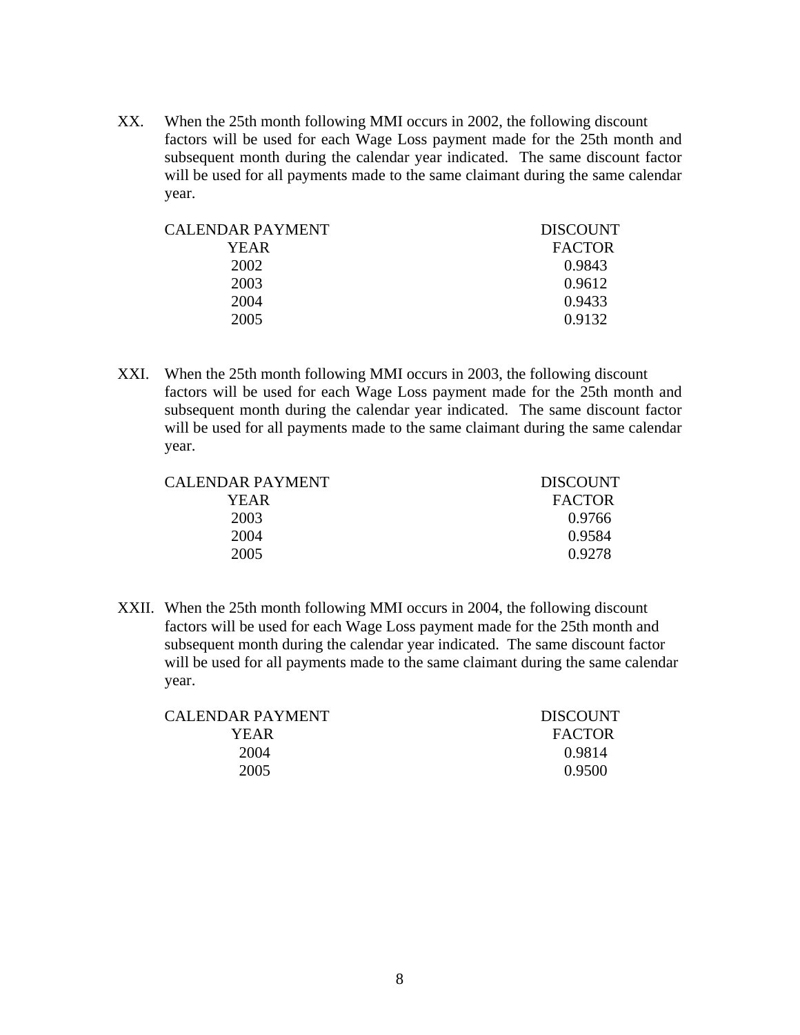XX. When the 25th month following MMI occurs in 2002, the following discount factors will be used for each Wage Loss payment made for the 25th month and subsequent month during the calendar year indicated. The same discount factor will be used for all payments made to the same claimant during the same calendar year.

| CALENDAR PAYMENT YEAR | DISCOUNT FACTOR |
|---|---|
| 2002 | 0.9843 |
| 2003 | 0.9612 |
| 2004 | 0.9433 |
| 2005 | 0.9132 |

XXI. When the 25th month following MMI occurs in 2003, the following discount factors will be used for each Wage Loss payment made for the 25th month and subsequent month during the calendar year indicated. The same discount factor will be used for all payments made to the same claimant during the same calendar year.

| CALENDAR PAYMENT YEAR | DISCOUNT FACTOR |
|---|---|
| 2003 | 0.9766 |
| 2004 | 0.9584 |
| 2005 | 0.9278 |

XXII. When the 25th month following MMI occurs in 2004, the following discount factors will be used for each Wage Loss payment made for the 25th month and subsequent month during the calendar year indicated. The same discount factor will be used for all payments made to the same claimant during the same calendar year.

| CALENDAR PAYMENT YEAR | DISCOUNT FACTOR |
|---|---|
| 2004 | 0.9814 |
| 2005 | 0.9500 |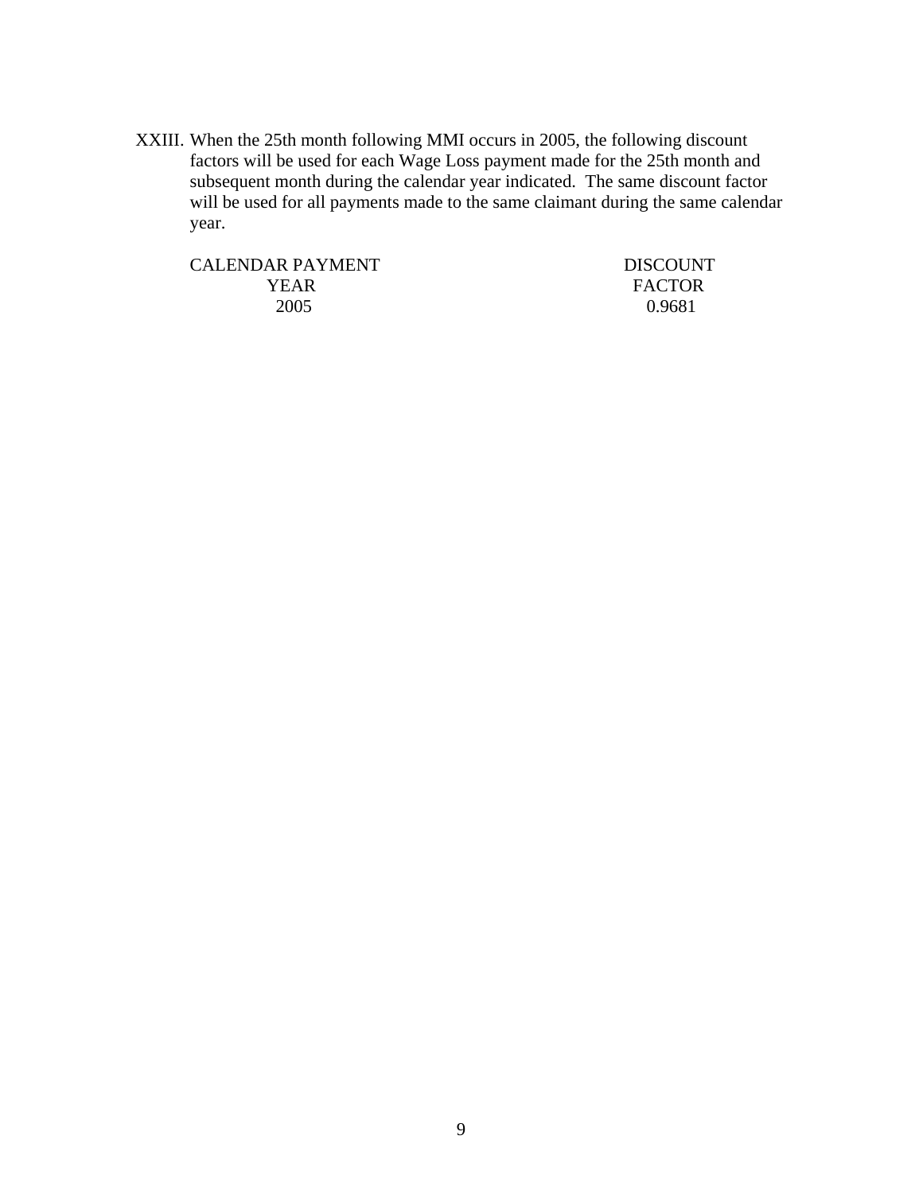XXIII. When the 25th month following MMI occurs in 2005, the following discount factors will be used for each Wage Loss payment made for the 25th month and subsequent month during the calendar year indicated. The same discount factor will be used for all payments made to the same claimant during the same calendar year.

| CALENDAR PAYMENT YEAR | DISCOUNT FACTOR |
|---|---|
| 2005 | 0.9681 |